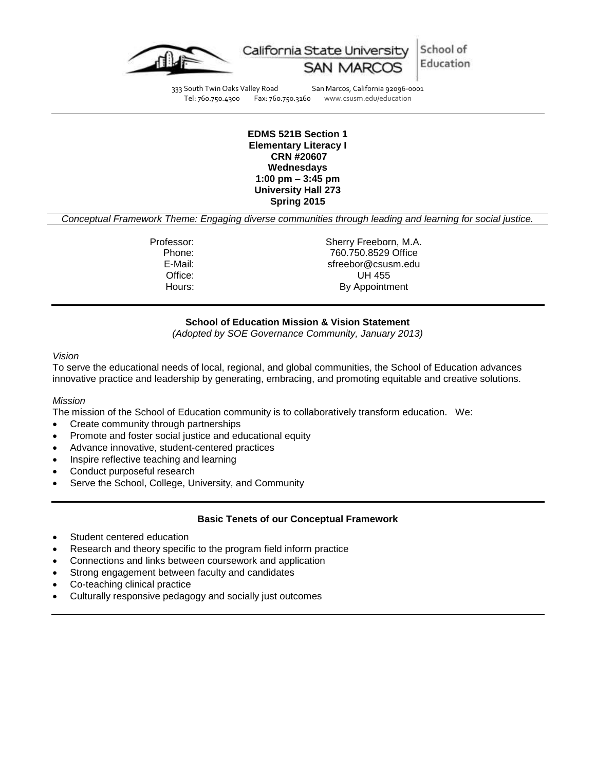California State University SAN MARCOS | School of Education

333 South Twin Oaks Valley Road San Marcos, California 92096-0001
Tel: 760.750.4300 Fax: 760.750.3160 www.csusm.edu/education

---

**EDMS 521B Section 1**
**Elementary Literacy I**
**CRN #20607**
**Wednesdays**
**1:00 pm – 3:45 pm**
**University Hall 273**
**Spring 2015**

*Conceptual Framework Theme: Engaging diverse communities through leading and learning for social justice.*

| | |
|---|---|
| Professor: | Sherry Freeborn, M.A. |
| Phone: | 760.750.8529 Office |
| E-Mail: | sfreebor@csusm.edu |
| Office: | UH 455 |
| Hours: | By Appointment |

---

## School of Education Mission & Vision Statement

*(Adopted by SOE Governance Community, January 2013)*

*Vision*

To serve the educational needs of local, regional, and global communities, the School of Education advances innovative practice and leadership by generating, embracing, and promoting equitable and creative solutions.

*Mission*

The mission of the School of Education community is to collaboratively transform education. We:

- Create community through partnerships
- Promote and foster social justice and educational equity
- Advance innovative, student-centered practices
- Inspire reflective teaching and learning
- Conduct purposeful research
- Serve the School, College, University, and Community

---

## Basic Tenets of our Conceptual Framework

- Student centered education
- Research and theory specific to the program field inform practice
- Connections and links between coursework and application
- Strong engagement between faculty and candidates
- Co-teaching clinical practice
- Culturally responsive pedagogy and socially just outcomes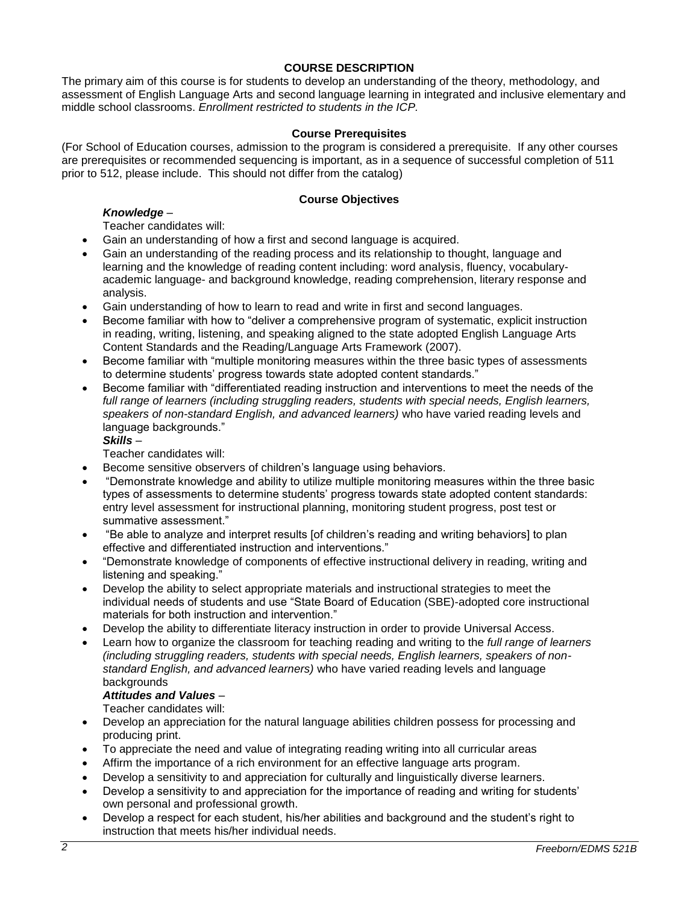## COURSE DESCRIPTION

The primary aim of this course is for students to develop an understanding of the theory, methodology, and assessment of English Language Arts and second language learning in integrated and inclusive elementary and middle school classrooms. *Enrollment restricted to students in the ICP.*

### Course Prerequisites

(For School of Education courses, admission to the program is considered a prerequisite. If any other courses are prerequisites or recommended sequencing is important, as in a sequence of successful completion of 511 prior to 512, please include. This should not differ from the catalog)

### Course Objectives

***Knowledge*** –

Teacher candidates will:

- Gain an understanding of how a first and second language is acquired.
- Gain an understanding of the reading process and its relationship to thought, language and learning and the knowledge of reading content including: word analysis, fluency, vocabulary- academic language- and background knowledge, reading comprehension, literary response and analysis.
- Gain understanding of how to learn to read and write in first and second languages.
- Become familiar with how to "deliver a comprehensive program of systematic, explicit instruction in reading, writing, listening, and speaking aligned to the state adopted English Language Arts Content Standards and the Reading/Language Arts Framework (2007).
- Become familiar with "multiple monitoring measures within the three basic types of assessments to determine students' progress towards state adopted content standards."
- Become familiar with "differentiated reading instruction and interventions to meet the needs of the *full range of learners (including struggling readers, students with special needs, English learners, speakers of non-standard English, and advanced learners)* who have varied reading levels and language backgrounds."

***Skills*** –

Teacher candidates will:

- Become sensitive observers of children's language using behaviors.
- "Demonstrate knowledge and ability to utilize multiple monitoring measures within the three basic types of assessments to determine students' progress towards state adopted content standards: entry level assessment for instructional planning, monitoring student progress, post test or summative assessment."
- "Be able to analyze and interpret results [of children's reading and writing behaviors] to plan effective and differentiated instruction and interventions."
- "Demonstrate knowledge of components of effective instructional delivery in reading, writing and listening and speaking."
- Develop the ability to select appropriate materials and instructional strategies to meet the individual needs of students and use "State Board of Education (SBE)-adopted core instructional materials for both instruction and intervention."
- Develop the ability to differentiate literacy instruction in order to provide Universal Access.
- Learn how to organize the classroom for teaching reading and writing to the *full range of learners (including struggling readers, students with special needs, English learners, speakers of non-standard English, and advanced learners)* who have varied reading levels and language backgrounds

***Attitudes and Values*** –

Teacher candidates will:

- Develop an appreciation for the natural language abilities children possess for processing and producing print.
- To appreciate the need and value of integrating reading writing into all curricular areas
- Affirm the importance of a rich environment for an effective language arts program.
- Develop a sensitivity to and appreciation for culturally and linguistically diverse learners.
- Develop a sensitivity to and appreciation for the importance of reading and writing for students' own personal and professional growth.
- Develop a respect for each student, his/her abilities and background and the student's right to instruction that meets his/her individual needs.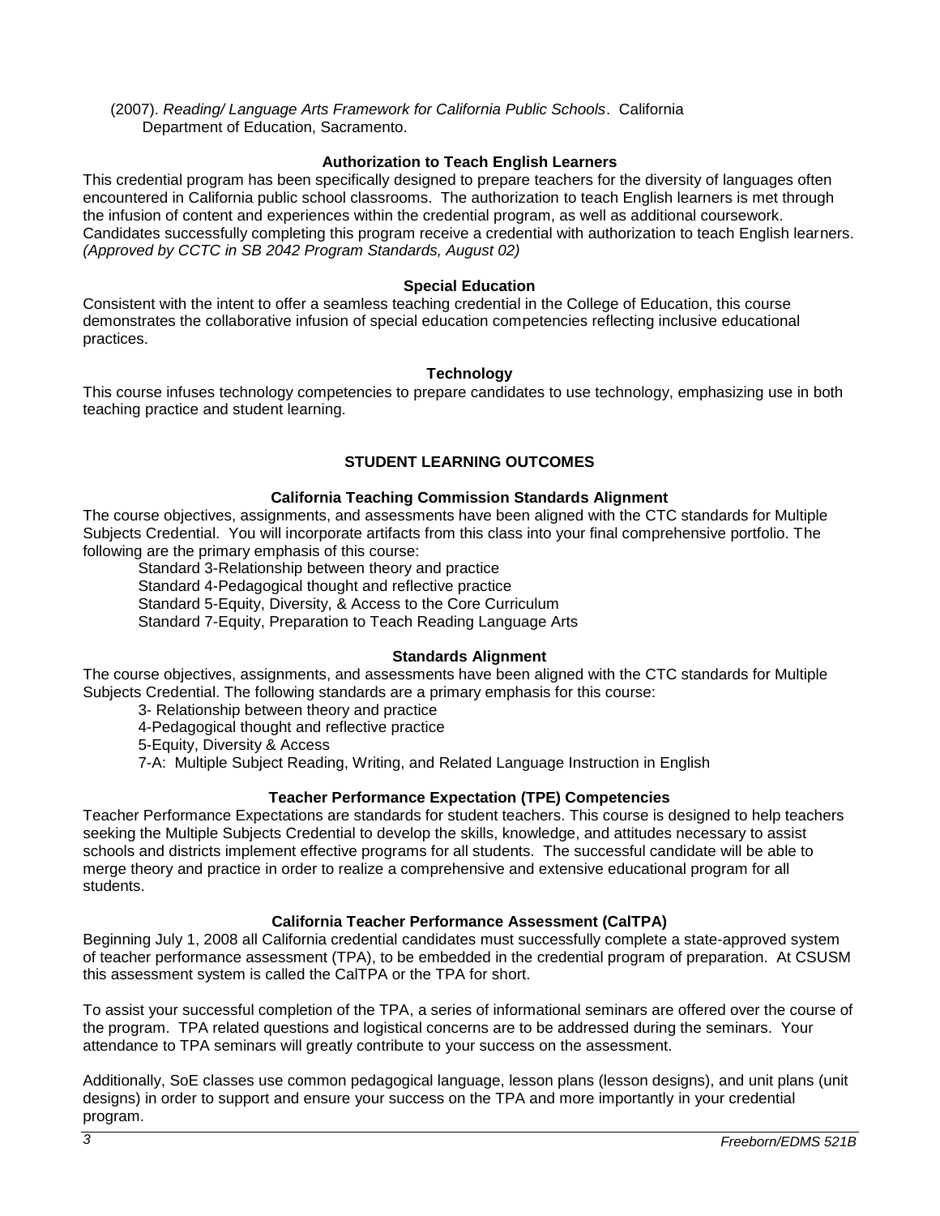(2007). *Reading/ Language Arts Framework for California Public Schools*. California Department of Education, Sacramento.

### Authorization to Teach English Learners

This credential program has been specifically designed to prepare teachers for the diversity of languages often encountered in California public school classrooms. The authorization to teach English learners is met through the infusion of content and experiences within the credential program, as well as additional coursework. Candidates successfully completing this program receive a credential with authorization to teach English learners. *(Approved by CCTC in SB 2042 Program Standards, August 02)*

### Special Education

Consistent with the intent to offer a seamless teaching credential in the College of Education, this course demonstrates the collaborative infusion of special education competencies reflecting inclusive educational practices.

### Technology

This course infuses technology competencies to prepare candidates to use technology, emphasizing use in both teaching practice and student learning.

## STUDENT LEARNING OUTCOMES

### California Teaching Commission Standards Alignment

The course objectives, assignments, and assessments have been aligned with the CTC standards for Multiple Subjects Credential. You will incorporate artifacts from this class into your final comprehensive portfolio. The following are the primary emphasis of this course:

Standard 3-Relationship between theory and practice
Standard 4-Pedagogical thought and reflective practice
Standard 5-Equity, Diversity, & Access to the Core Curriculum
Standard 7-Equity, Preparation to Teach Reading Language Arts

### Standards Alignment

The course objectives, assignments, and assessments have been aligned with the CTC standards for Multiple Subjects Credential. The following standards are a primary emphasis for this course:

3- Relationship between theory and practice
4-Pedagogical thought and reflective practice
5-Equity, Diversity & Access
7-A: Multiple Subject Reading, Writing, and Related Language Instruction in English

### Teacher Performance Expectation (TPE) Competencies

Teacher Performance Expectations are standards for student teachers. This course is designed to help teachers seeking the Multiple Subjects Credential to develop the skills, knowledge, and attitudes necessary to assist schools and districts implement effective programs for all students. The successful candidate will be able to merge theory and practice in order to realize a comprehensive and extensive educational program for all students.

### California Teacher Performance Assessment (CalTPA)

Beginning July 1, 2008 all California credential candidates must successfully complete a state-approved system of teacher performance assessment (TPA), to be embedded in the credential program of preparation. At CSUSM this assessment system is called the CalTPA or the TPA for short.

To assist your successful completion of the TPA, a series of informational seminars are offered over the course of the program. TPA related questions and logistical concerns are to be addressed during the seminars. Your attendance to TPA seminars will greatly contribute to your success on the assessment.

Additionally, SoE classes use common pedagogical language, lesson plans (lesson designs), and unit plans (unit designs) in order to support and ensure your success on the TPA and more importantly in your credential program.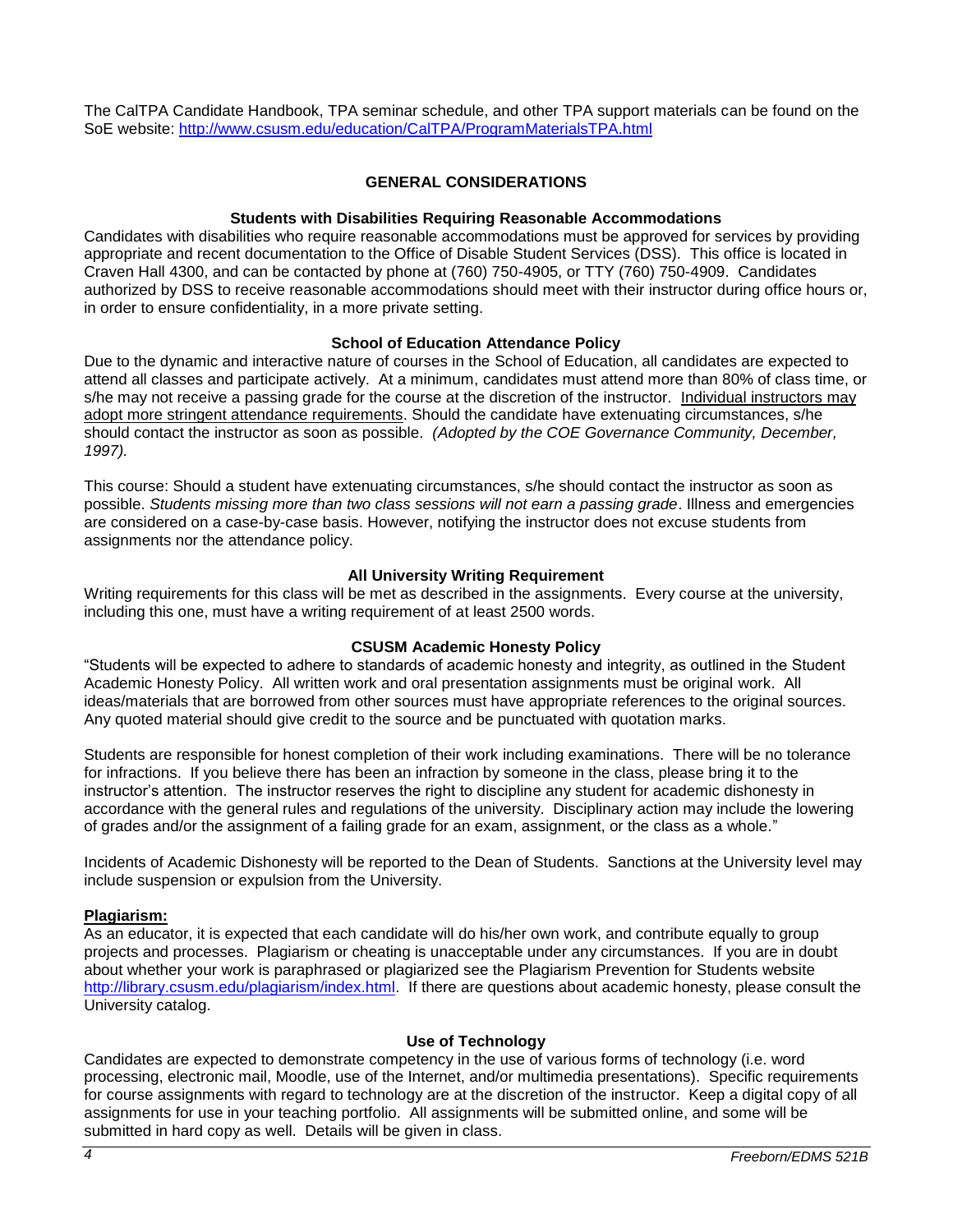The CalTPA Candidate Handbook, TPA seminar schedule, and other TPA support materials can be found on the SoE website: [http://www.csusm.edu/education/CalTPA/ProgramMaterialsTPA.html](http://www.csusm.edu/education/CalTPA/ProgramMaterialsTPA.html)

## GENERAL CONSIDERATIONS

### Students with Disabilities Requiring Reasonable Accommodations

Candidates with disabilities who require reasonable accommodations must be approved for services by providing appropriate and recent documentation to the Office of Disable Student Services (DSS). This office is located in Craven Hall 4300, and can be contacted by phone at (760) 750-4905, or TTY (760) 750-4909. Candidates authorized by DSS to receive reasonable accommodations should meet with their instructor during office hours or, in order to ensure confidentiality, in a more private setting.

### School of Education Attendance Policy

Due to the dynamic and interactive nature of courses in the School of Education, all candidates are expected to attend all classes and participate actively. At a minimum, candidates must attend more than 80% of class time, or s/he may not receive a passing grade for the course at the discretion of the instructor. <u>Individual instructors may adopt more stringent attendance requirements</u>. Should the candidate have extenuating circumstances, s/he should contact the instructor as soon as possible. *(Adopted by the COE Governance Community, December, 1997).*

This course: Should a student have extenuating circumstances, s/he should contact the instructor as soon as possible. *Students missing more than two class sessions will not earn a passing grade*. Illness and emergencies are considered on a case-by-case basis. However, notifying the instructor does not excuse students from assignments nor the attendance policy.

### All University Writing Requirement

Writing requirements for this class will be met as described in the assignments. Every course at the university, including this one, must have a writing requirement of at least 2500 words.

### CSUSM Academic Honesty Policy

"Students will be expected to adhere to standards of academic honesty and integrity, as outlined in the Student Academic Honesty Policy. All written work and oral presentation assignments must be original work. All ideas/materials that are borrowed from other sources must have appropriate references to the original sources. Any quoted material should give credit to the source and be punctuated with quotation marks.

Students are responsible for honest completion of their work including examinations. There will be no tolerance for infractions. If you believe there has been an infraction by someone in the class, please bring it to the instructor's attention. The instructor reserves the right to discipline any student for academic dishonesty in accordance with the general rules and regulations of the university. Disciplinary action may include the lowering of grades and/or the assignment of a failing grade for an exam, assignment, or the class as a whole."

Incidents of Academic Dishonesty will be reported to the Dean of Students. Sanctions at the University level may include suspension or expulsion from the University.

**<u>Plagiarism:</u>**

As an educator, it is expected that each candidate will do his/her own work, and contribute equally to group projects and processes. Plagiarism or cheating is unacceptable under any circumstances. If you are in doubt about whether your work is paraphrased or plagiarized see the Plagiarism Prevention for Students website [http://library.csusm.edu/plagiarism/index.html](http://library.csusm.edu/plagiarism/index.html). If there are questions about academic honesty, please consult the University catalog.

### Use of Technology

Candidates are expected to demonstrate competency in the use of various forms of technology (i.e. word processing, electronic mail, Moodle, use of the Internet, and/or multimedia presentations). Specific requirements for course assignments with regard to technology are at the discretion of the instructor. Keep a digital copy of all assignments for use in your teaching portfolio. All assignments will be submitted online, and some will be submitted in hard copy as well. Details will be given in class.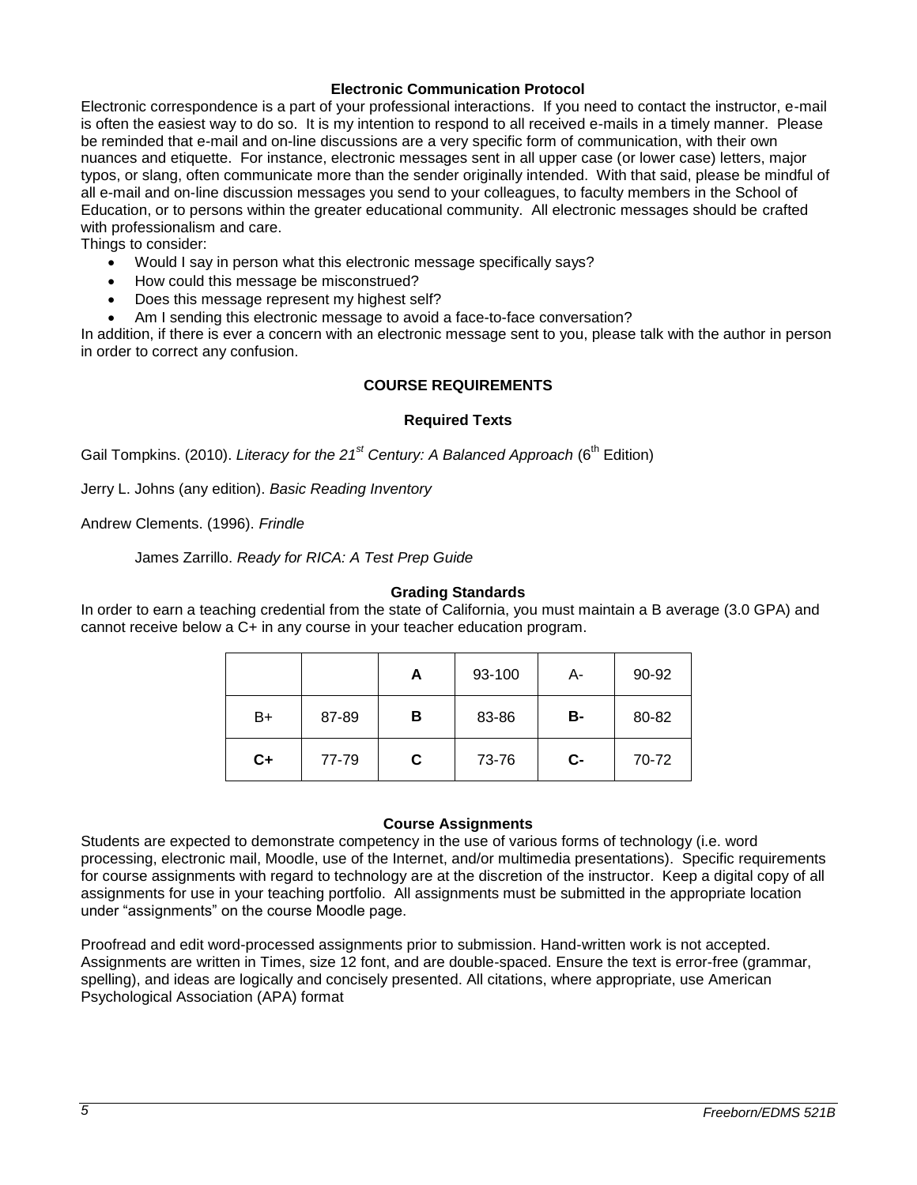### Electronic Communication Protocol

Electronic correspondence is a part of your professional interactions. If you need to contact the instructor, e-mail is often the easiest way to do so. It is my intention to respond to all received e-mails in a timely manner. Please be reminded that e-mail and on-line discussions are a very specific form of communication, with their own nuances and etiquette. For instance, electronic messages sent in all upper case (or lower case) letters, major typos, or slang, often communicate more than the sender originally intended. With that said, please be mindful of all e-mail and on-line discussion messages you send to your colleagues, to faculty members in the School of Education, or to persons within the greater educational community. All electronic messages should be crafted with professionalism and care.

Things to consider:

- Would I say in person what this electronic message specifically says?
- How could this message be misconstrued?
- Does this message represent my highest self?
- Am I sending this electronic message to avoid a face-to-face conversation?

In addition, if there is ever a concern with an electronic message sent to you, please talk with the author in person in order to correct any confusion.

## COURSE REQUIREMENTS

### Required Texts

Gail Tompkins. (2010). *Literacy for the 21st Century: A Balanced Approach* (6th Edition)

Jerry L. Johns (any edition). *Basic Reading Inventory*

Andrew Clements. (1996). *Frindle*

James Zarrillo. *Ready for RICA: A Test Prep Guide*

### Grading Standards

In order to earn a teaching credential from the state of California, you must maintain a B average (3.0 GPA) and cannot receive below a C+ in any course in your teacher education program.

| | | **A** | 93-100 | A- | 90-92 |
|---|---|---|---|---|---|
| B+ | 87-89 | **B** | 83-86 | **B-** | 80-82 |
| **C+** | 77-79 | **C** | 73-76 | **C-** | 70-72 |

### Course Assignments

Students are expected to demonstrate competency in the use of various forms of technology (i.e. word processing, electronic mail, Moodle, use of the Internet, and/or multimedia presentations). Specific requirements for course assignments with regard to technology are at the discretion of the instructor. Keep a digital copy of all assignments for use in your teaching portfolio. All assignments must be submitted in the appropriate location under "assignments" on the course Moodle page.

Proofread and edit word-processed assignments prior to submission. Hand-written work is not accepted. Assignments are written in Times, size 12 font, and are double-spaced. Ensure the text is error-free (grammar, spelling), and ideas are logically and concisely presented. All citations, where appropriate, use American Psychological Association (APA) format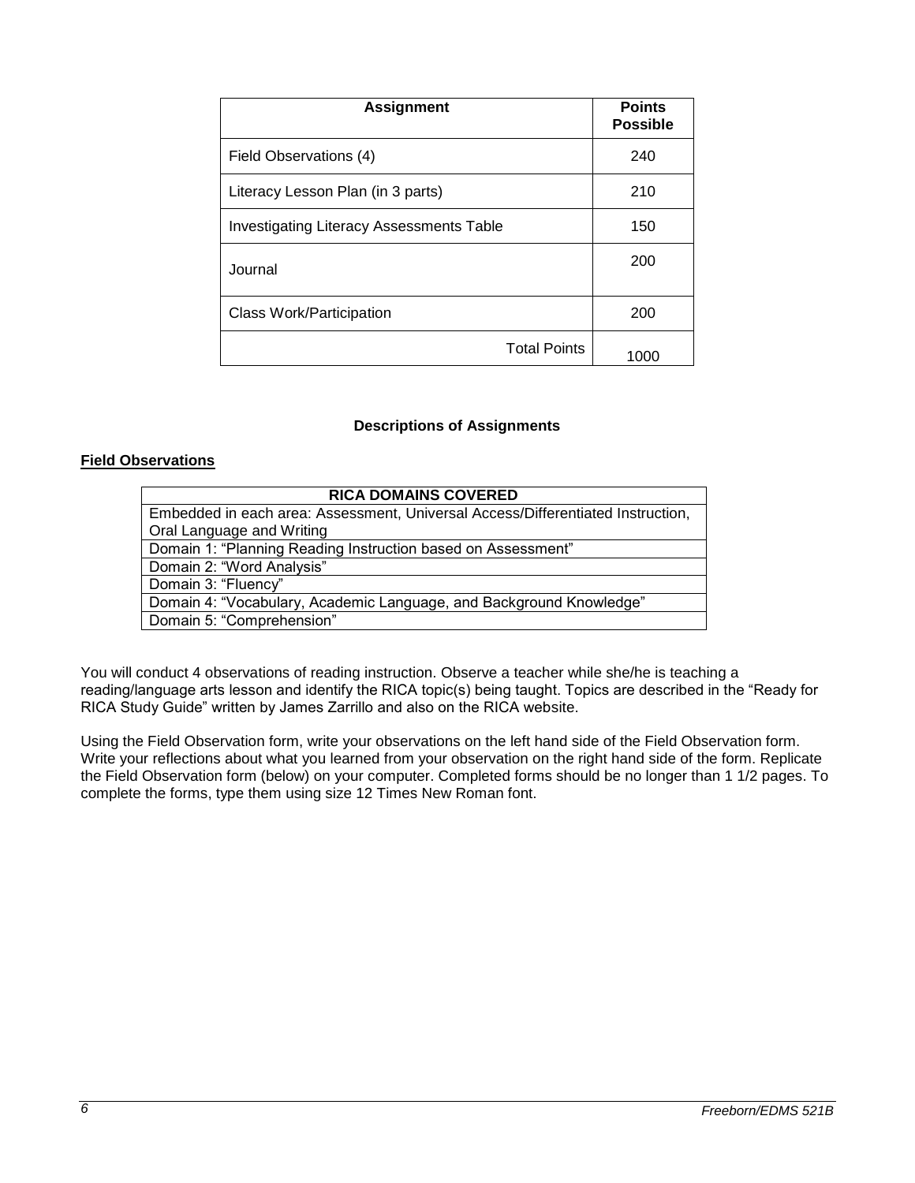| Assignment | Points Possible |
|---|---|
| Field Observations (4) | 240 |
| Literacy Lesson Plan (in 3 parts) | 210 |
| Investigating Literacy Assessments Table | 150 |
| Journal | 200 |
| Class Work/Participation | 200 |
| Total Points | 1000 |

### Descriptions of Assignments

**Field Observations**

| RICA DOMAINS COVERED |
|---|
| Embedded in each area: Assessment, Universal Access/Differentiated Instruction, Oral Language and Writing |
| Domain 1: "Planning Reading Instruction based on Assessment" |
| Domain 2: "Word Analysis" |
| Domain 3: "Fluency" |
| Domain 4: "Vocabulary, Academic Language, and Background Knowledge" |
| Domain 5: "Comprehension" |

You will conduct 4 observations of reading instruction. Observe a teacher while she/he is teaching a reading/language arts lesson and identify the RICA topic(s) being taught. Topics are described in the "Ready for RICA Study Guide" written by James Zarrillo and also on the RICA website.

Using the Field Observation form, write your observations on the left hand side of the Field Observation form. Write your reflections about what you learned from your observation on the right hand side of the form. Replicate the Field Observation form (below) on your computer. Completed forms should be no longer than 1 1/2 pages. To complete the forms, type them using size 12 Times New Roman font.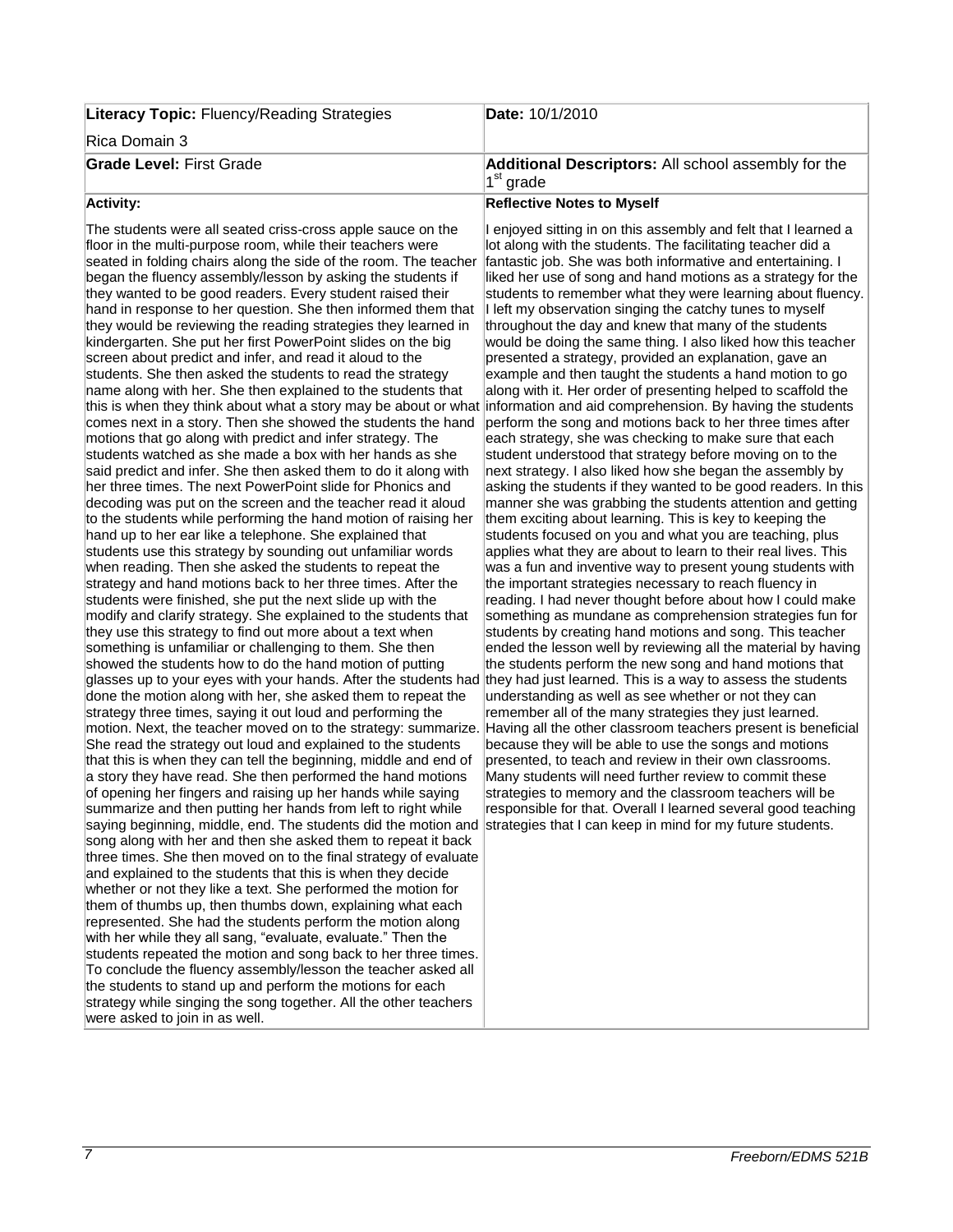| **Literaсy Topic:** Fluency/Reading Strategies<br><br>Rica Domain 3 | **Date:** 10/1/2010 |
|---|---|
| **Grade Level:** First Grade | **Additional Descriptors:** All school assembly for the 1st grade |
| **Activity:**<br><br>The students were all seated criss-cross apple sauce on the floor in the multi-purpose room, while their teachers were seated in folding chairs along the side of the room. The teacher began the fluency assembly/lesson by asking the students if they wanted to be good readers. Every student raised their hand in response to her question. She then informed them that they would be reviewing the reading strategies they learned in kindergarten. She put her first PowerPoint slides on the big screen about predict and infer, and read it aloud to the students. She then asked the students to read the strategy name along with her. She then explained to the students that this is when they think about what a story may be about or what comes next in a story. Then she showed the students the hand motions that go along with predict and infer strategy. The students watched as she made a box with her hands as she said predict and infer. She then asked them to do it along with her three times. The next PowerPoint slide for Phonics and decoding was put on the screen and the teacher read it aloud to the students while performing the hand motion of raising her hand up to her ear like a telephone. She explained that students use this strategy by sounding out unfamiliar words when reading. Then she asked the students to repeat the strategy and hand motions back to her three times. After the students were finished, she put the next slide up with the modify and clarify strategy. She explained to the students that they use this strategy to find out more about a text when something is unfamiliar or challenging to them. She then showed the students how to do the hand motion of putting glasses up to your eyes with your hands. After the students had done the motion along with her, she asked them to repeat the strategy three times, saying it out loud and performing the motion. Next, the teacher moved on to the strategy: summarize. She read the strategy out loud and explained to the students that this is when they can tell the beginning, middle and end of a story they have read. She then performed the hand motions of opening her fingers and raising up her hands while saying summarize and then putting her hands from left to right while saying beginning, middle, end. The students did the motion and song along with her and then she asked them to repeat it back three times. She then moved on to the final strategy of evaluate and explained to the students that this is when they decide whether or not they like a text. She performed the motion for them of thumbs up, then thumbs down, explaining what each represented. She had the students perform the motion along with her while they all sang, "evaluate, evaluate." Then the students repeated the motion and song back to her three times. To conclude the fluency assembly/lesson the teacher asked all the students to stand up and perform the motions for each strategy while singing the song together. All the other teachers were asked to join in as well. | **Reflective Notes to Myself**<br><br>I enjoyed sitting in on this assembly and felt that I learned a lot along with the students. The facilitating teacher did a fantastic job. She was both informative and entertaining. I liked her use of song and hand motions as a strategy for the students to remember what they were learning about fluency. I left my observation singing the catchy tunes to myself throughout the day and knew that many of the students would be doing the same thing. I also liked how this teacher presented a strategy, provided an explanation, gave an example and then taught the students a hand motion to go along with it. Her order of presenting helped to scaffold the information and aid comprehension. By having the students perform the song and motions back to her three times after each strategy, she was checking to make sure that each student understood that strategy before moving on to the next strategy. I also liked how she began the assembly by asking the students if they wanted to be good readers. In this manner she was grabbing the students attention and getting them exciting about learning. This is key to keeping the students focused on you and what you are teaching, plus applies what they are about to learn to their real lives. This was a fun and inventive way to present young students with the important strategies necessary to reach fluency in reading. I had never thought before about how I could make something as mundane as comprehension strategies fun for students by creating hand motions and song. This teacher ended the lesson well by reviewing all the material by having the students perform the new song and hand motions that they had just learned. This is a way to assess the students understanding as well as see whether or not they can remember all of the many strategies they just learned. Having all the other classroom teachers present is beneficial because they will be able to use the songs and motions presented, to teach and review in their own classrooms. Many students will need further review to commit these strategies to memory and the classroom teachers will be responsible for that. Overall I learned several good teaching strategies that I can keep in mind for my future students. |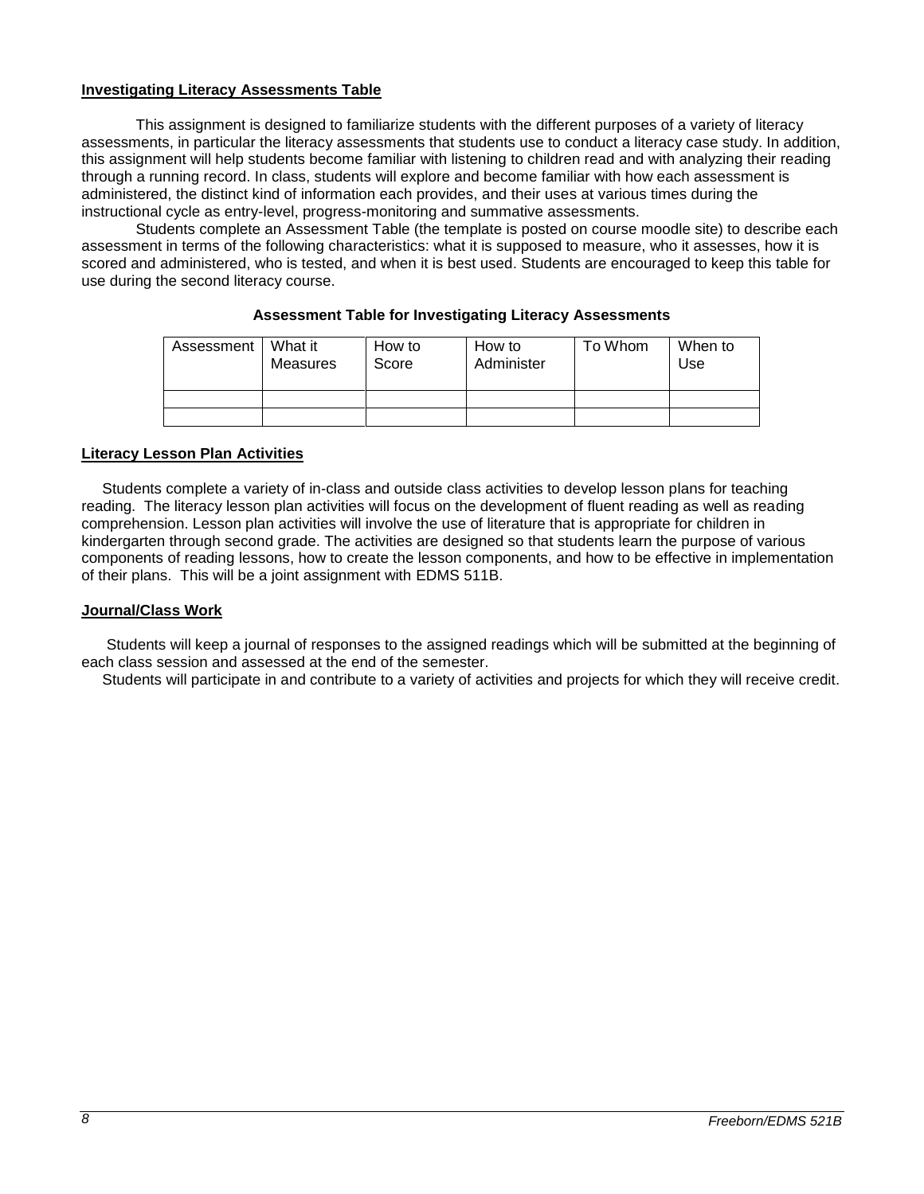**Investigating Literacy Assessments Table**

This assignment is designed to familiarize students with the different purposes of a variety of literacy assessments, in particular the literacy assessments that students use to conduct a literacy case study. In addition, this assignment will help students become familiar with listening to children read and with analyzing their reading through a running record. In class, students will explore and become familiar with how each assessment is administered, the distinct kind of information each provides, and their uses at various times during the instructional cycle as entry-level, progress-monitoring and summative assessments.

Students complete an Assessment Table (the template is posted on course moodle site) to describe each assessment in terms of the following characteristics: what it is supposed to measure, who it assesses, how it is scored and administered, who is tested, and when it is best used. Students are encouraged to keep this table for use during the second literacy course.

**Assessment Table for Investigating Literacy Assessments**

| Assessment | What it Measures | How to Score | How to Administer | To Whom | When to Use |
|---|---|---|---|---|---|
| | | | | | |
| | | | | | |

**Literacy Lesson Plan Activities**

Students complete a variety of in-class and outside class activities to develop lesson plans for teaching reading. The literacy lesson plan activities will focus on the development of fluent reading as well as reading comprehension. Lesson plan activities will involve the use of literature that is appropriate for children in kindergarten through second grade. The activities are designed so that students learn the purpose of various components of reading lessons, how to create the lesson components, and how to be effective in implementation of their plans. This will be a joint assignment with EDMS 511B.

**Journal/Class Work**

Students will keep a journal of responses to the assigned readings which will be submitted at the beginning of each class session and assessed at the end of the semester.

Students will participate in and contribute to a variety of activities and projects for which they will receive credit.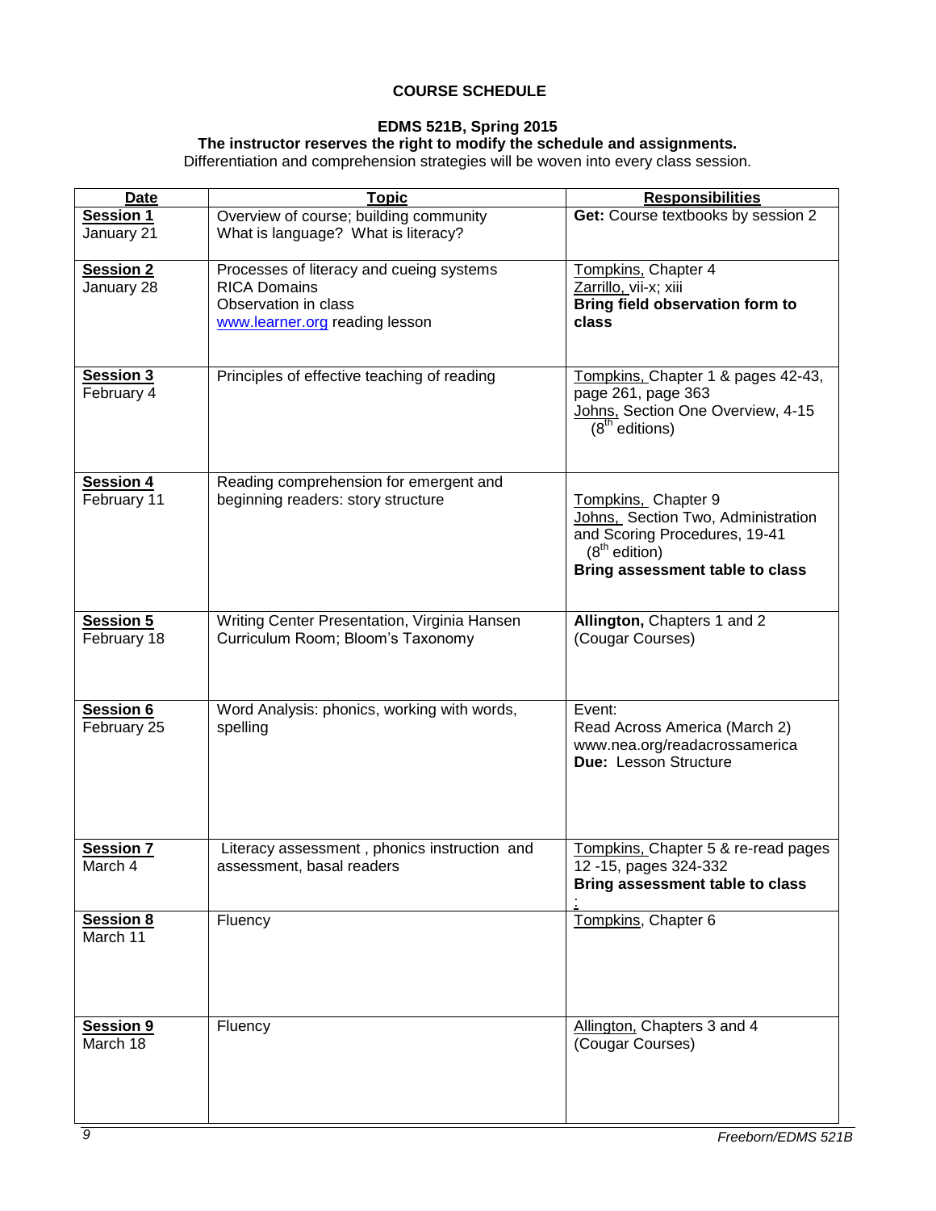**COURSE SCHEDULE**

**EDMS 521B, Spring 2015**
**The instructor reserves the right to modify the schedule and assignments.**
Differentiation and comprehension strategies will be woven into every class session.

| Date | Topic | Responsibilities |
|---|---|---|
| **Session 1** January 21 | Overview of course; building community What is language? What is literacy? | **Get:** Course textbooks by session 2 |
| **Session 2** January 28 | Processes of literacy and cueing systems RICA Domains Observation in class www.learner.org reading lesson | Tompkins, Chapter 4 Zarrillo, vii-x; xiii **Bring field observation form to class** |
| **Session 3** February 4 | Principles of effective teaching of reading | Tompkins, Chapter 1 & pages 42-43, page 261, page 363 Johns, Section One Overview, 4-15 (8th editions) |
| **Session 4** February 11 | Reading comprehension for emergent and beginning readers: story structure | Tompkins, Chapter 9 Johns, Section Two, Administration and Scoring Procedures, 19-41 (8th edition) **Bring assessment table to class** |
| **Session 5** February 18 | Writing Center Presentation, Virginia Hansen Curriculum Room; Bloom's Taxonomy | **Allington,** Chapters 1 and 2 (Cougar Courses) |
| **Session 6** February 25 | Word Analysis: phonics, working with words, spelling | Event: Read Across America (March 2) www.nea.org/readacrossamerica **Due:** Lesson Structure |
| **Session 7** March 4 | Literacy assessment , phonics instruction and assessment, basal readers | Tompkins, Chapter 5 & re-read pages 12 -15, pages 324-332 **Bring assessment table to class** |
| **Session 8** March 11 | Fluency | Tompkins, Chapter 6 |
| **Session 9** March 18 | Fluency | Allington, Chapters 3 and 4 (Cougar Courses) |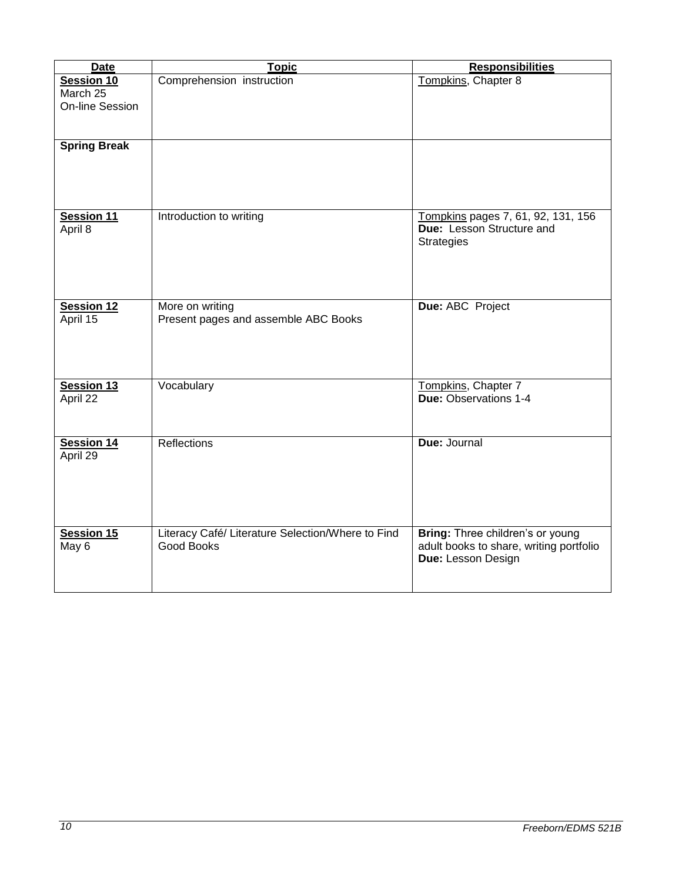| Date | Topic | Responsibilities |
| --- | --- | --- |
| **Session 10**<br>March 25<br>On-line Session | Comprehension instruction | Tompkins, Chapter 8 |
| **Spring Break** | | |
| **Session 11**<br>April 8 | Introduction to writing | Tompkins pages 7, 61, 92, 131, 156<br>**Due:** Lesson Structure and Strategies |
| **Session 12**<br>April 15 | More on writing<br>Present pages and assemble ABC Books | **Due:** ABC Project |
| **Session 13**<br>April 22 | Vocabulary | Tompkins, Chapter 7<br>**Due:** Observations 1-4 |
| **Session 14**<br>April 29 | Reflections | **Due:** Journal |
| **Session 15**<br>May 6 | Literacy Café/ Literature Selection/Where to Find Good Books | **Bring:** Three children's or young adult books to share, writing portfolio<br>**Due:** Lesson Design |